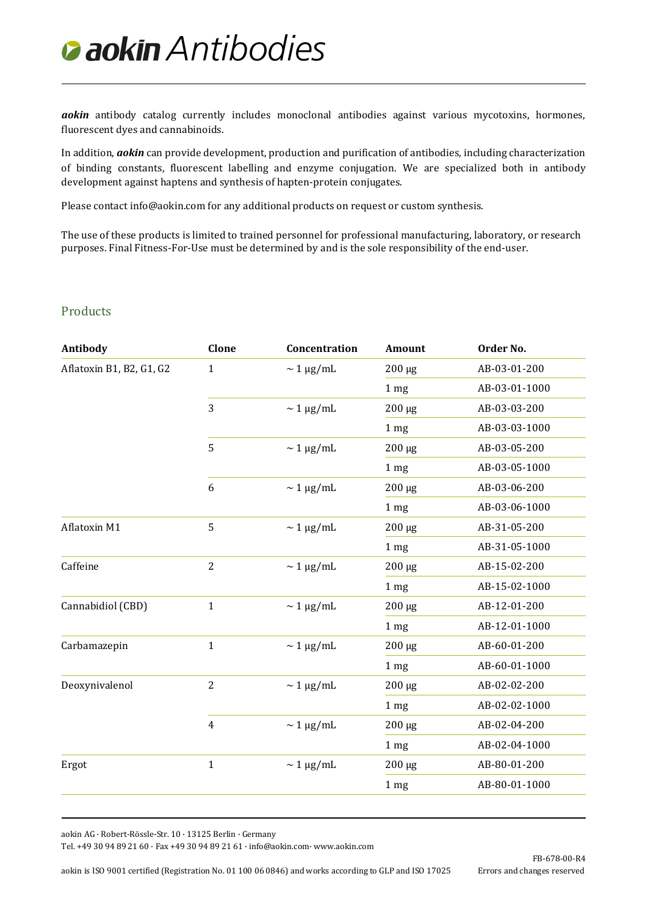# *aokin* Antibodies

***aokin*** antibody catalog currently includes monoclonal antibodies against various mycotoxins, hormones, fluorescent dyes and cannabinoids.

In addition, ***aokin*** can provide development, production and purification of antibodies, including characterization of binding constants, fluorescent labelling and enzyme conjugation. We are specialized both in antibody development against haptens and synthesis of hapten-protein conjugates.

Please contact info@aokin.com for any additional products on request or custom synthesis.

The use of these products is limited to trained personnel for professional manufacturing, laboratory, or research purposes. Final Fitness-For-Use must be determined by and is the sole responsibility of the end-user.

## Products

| Antibody | Clone | Concentration | Amount | Order No. |
|---|---|---|---|---|
| Aflatoxin B1, B2, G1, G2 | 1 | ~ 1 µg/mL | 200 µg | AB-03-01-200 |
| | | | 1 mg | AB-03-01-1000 |
| | 3 | ~ 1 µg/mL | 200 µg | AB-03-03-200 |
| | | | 1 mg | AB-03-03-1000 |
| | 5 | ~ 1 µg/mL | 200 µg | AB-03-05-200 |
| | | | 1 mg | AB-03-05-1000 |
| | 6 | ~ 1 µg/mL | 200 µg | AB-03-06-200 |
| | | | 1 mg | AB-03-06-1000 |
| Aflatoxin M1 | 5 | ~ 1 µg/mL | 200 µg | AB-31-05-200 |
| | | | 1 mg | AB-31-05-1000 |
| Caffeine | 2 | ~ 1 µg/mL | 200 µg | AB-15-02-200 |
| | | | 1 mg | AB-15-02-1000 |
| Cannabidiol (CBD) | 1 | ~ 1 µg/mL | 200 µg | AB-12-01-200 |
| | | | 1 mg | AB-12-01-1000 |
| Carbamazepin | 1 | ~ 1 µg/mL | 200 µg | AB-60-01-200 |
| | | | 1 mg | AB-60-01-1000 |
| Deoxynivalenol | 2 | ~ 1 µg/mL | 200 µg | AB-02-02-200 |
| | | | 1 mg | AB-02-02-1000 |
| | 4 | ~ 1 µg/mL | 200 µg | AB-02-04-200 |
| | | | 1 mg | AB-02-04-1000 |
| Ergot | 1 | ~ 1 µg/mL | 200 µg | AB-80-01-200 |
| | | | 1 mg | AB-80-01-1000 |

aokin AG · Robert-Rössle-Str. 10 · 13125 Berlin · Germany
Tel. +49 30 94 89 21 60 · Fax +49 30 94 89 21 61 · info@aokin.com· www.aokin.com

aokin is ISO 9001 certified (Registration No. 01 100 06 0846) and works according to GLP and ISO 17025

FB-678-00-R4
Errors and changes reserved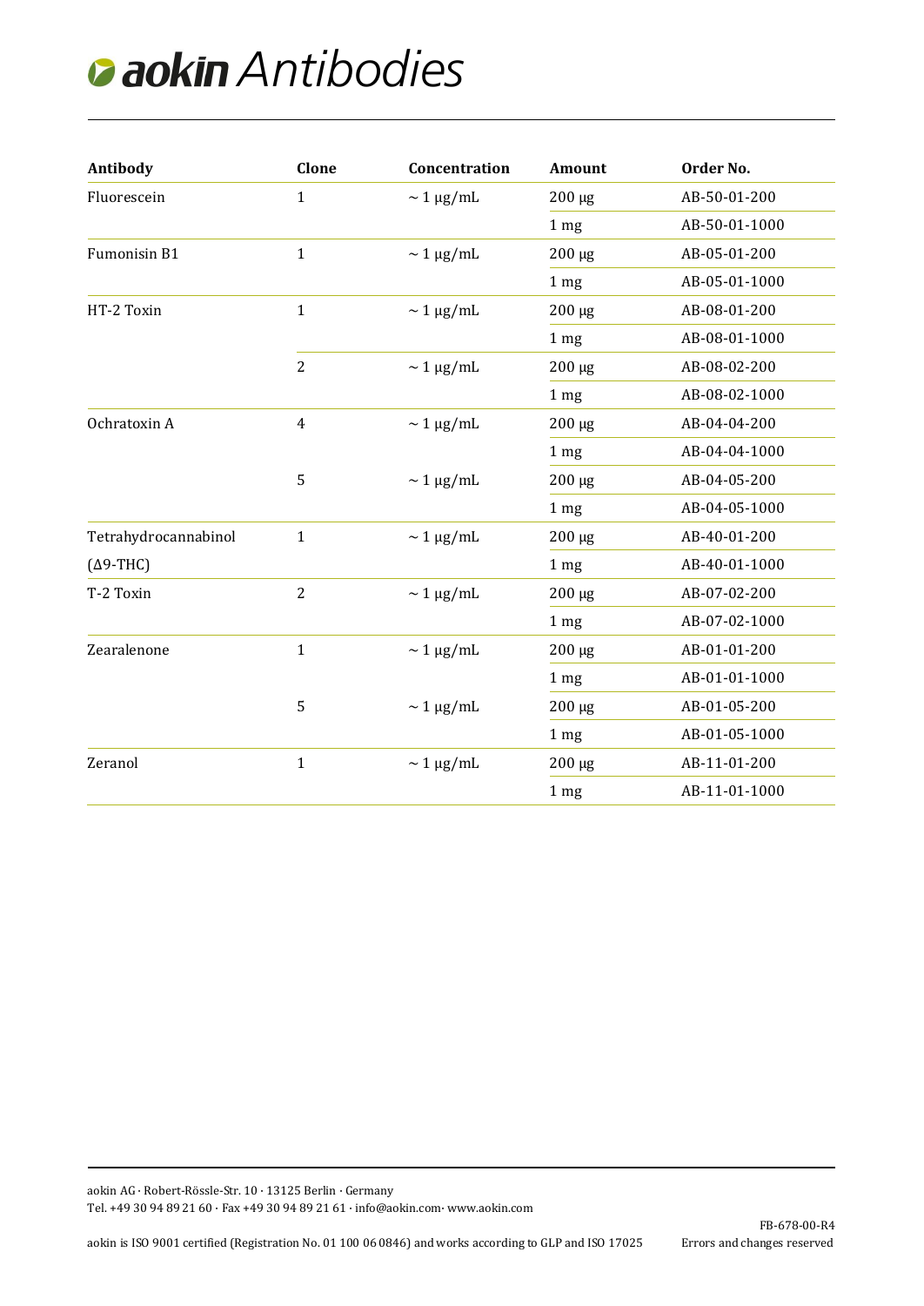# aokin Antibodies

| Antibody | Clone | Concentration | Amount | Order No. |
| --- | --- | --- | --- | --- |
| Fluorescein | 1 | ~ 1 µg/mL | 200 µg | AB-50-01-200 |
| | | | 1 mg | AB-50-01-1000 |
| Fumonisin B1 | 1 | ~ 1 µg/mL | 200 µg | AB-05-01-200 |
| | | | 1 mg | AB-05-01-1000 |
| HT-2 Toxin | 1 | ~ 1 µg/mL | 200 µg | AB-08-01-200 |
| | | | 1 mg | AB-08-01-1000 |
| | 2 | ~ 1 µg/mL | 200 µg | AB-08-02-200 |
| | | | 1 mg | AB-08-02-1000 |
| Ochratoxin A | 4 | ~ 1 µg/mL | 200 µg | AB-04-04-200 |
| | | | 1 mg | AB-04-04-1000 |
| | 5 | ~ 1 µg/mL | 200 µg | AB-04-05-200 |
| | | | 1 mg | AB-04-05-1000 |
| Tetrahydrocannabinol (Δ9-THC) | 1 | ~ 1 µg/mL | 200 µg | AB-40-01-200 |
| | | | 1 mg | AB-40-01-1000 |
| T-2 Toxin | 2 | ~ 1 µg/mL | 200 µg | AB-07-02-200 |
| | | | 1 mg | AB-07-02-1000 |
| Zearalenone | 1 | ~ 1 µg/mL | 200 µg | AB-01-01-200 |
| | | | 1 mg | AB-01-01-1000 |
| | 5 | ~ 1 µg/mL | 200 µg | AB-01-05-200 |
| | | | 1 mg | AB-01-05-1000 |
| Zeranol | 1 | ~ 1 µg/mL | 200 µg | AB-11-01-200 |
| | | | 1 mg | AB-11-01-1000 |

aokin AG · Robert-Rössle-Str. 10 · 13125 Berlin · Germany
Tel. +49 30 94 89 21 60 · Fax +49 30 94 89 21 61 · info@aokin.com· www.aokin.com

aokin is ISO 9001 certified (Registration No. 01 100 06 0846) and works according to GLP and ISO 17025

FB-678-00-R4
Errors and changes reserved